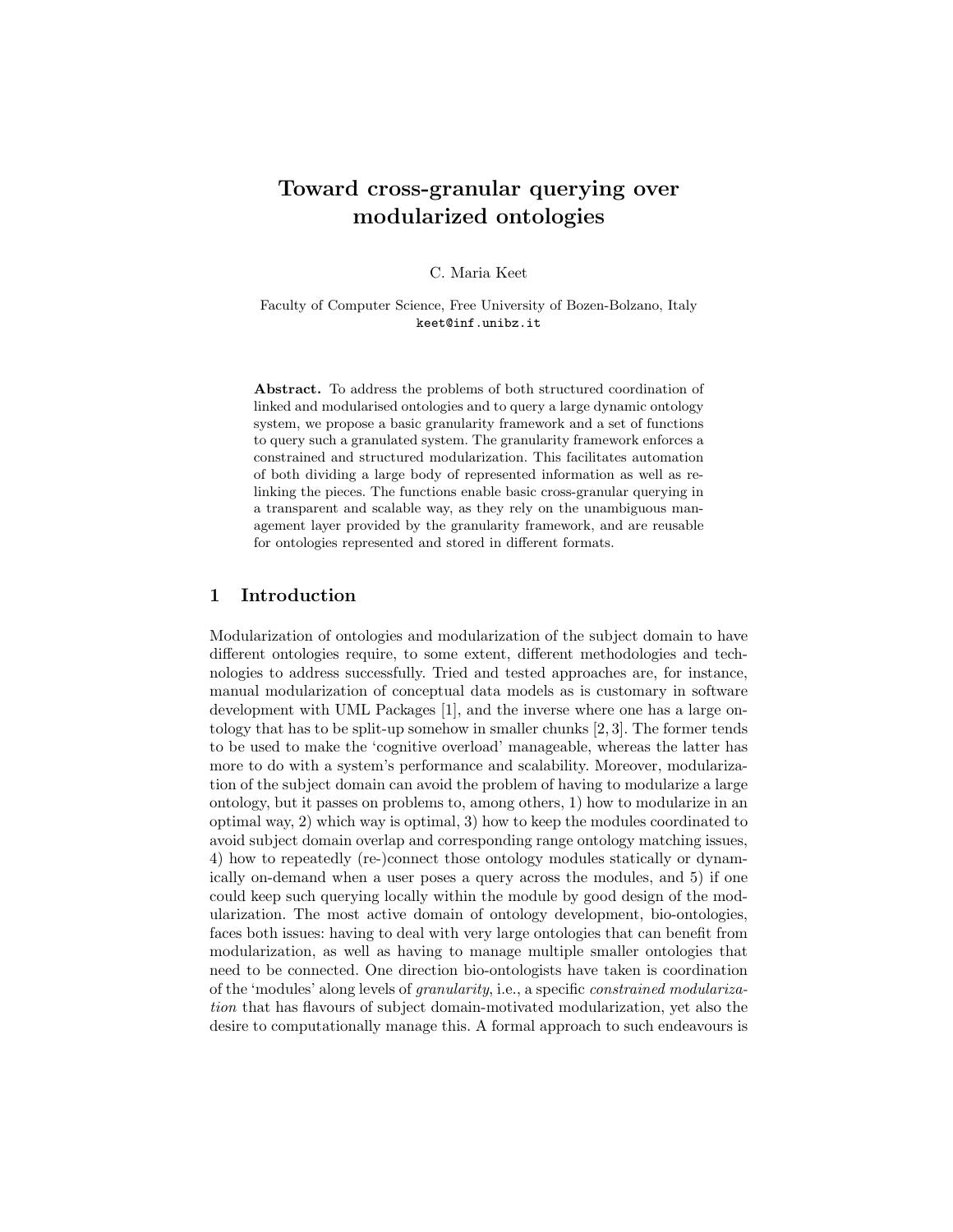# Toward cross-granular querying over modularized ontologies

C. Maria Keet

Faculty of Computer Science, Free University of Bozen-Bolzano, Italy
keet@inf.unibz.it

**Abstract.** To address the problems of both structured coordination of linked and modularised ontologies and to query a large dynamic ontology system, we propose a basic granularity framework and a set of functions to query such a granulated system. The granularity framework enforces a constrained and structured modularization. This facilitates automation of both dividing a large body of represented information as well as relinking the pieces. The functions enable basic cross-granular querying in a transparent and scalable way, as they rely on the unambiguous management layer provided by the granularity framework, and are reusable for ontologies represented and stored in different formats.

## 1 Introduction

Modularization of ontologies and modularization of the subject domain to have different ontologies require, to some extent, different methodologies and technologies to address successfully. Tried and tested approaches are, for instance, manual modularization of conceptual data models as is customary in software development with UML Packages [1], and the inverse where one has a large ontology that has to be split-up somehow in smaller chunks [2, 3]. The former tends to be used to make the 'cognitive overload' manageable, whereas the latter has more to do with a system's performance and scalability. Moreover, modularization of the subject domain can avoid the problem of having to modularize a large ontology, but it passes on problems to, among others, 1) how to modularize in an optimal way, 2) which way is optimal, 3) how to keep the modules coordinated to avoid subject domain overlap and corresponding range ontology matching issues, 4) how to repeatedly (re-)connect those ontology modules statically or dynamically on-demand when a user poses a query across the modules, and 5) if one could keep such querying locally within the module by good design of the modularization. The most active domain of ontology development, bio-ontologies, faces both issues: having to deal with very large ontologies that can benefit from modularization, as well as having to manage multiple smaller ontologies that need to be connected. One direction bio-ontologists have taken is coordination of the 'modules' along levels of *granularity*, i.e., a specific *constrained modularization* that has flavours of subject domain-motivated modularization, yet also the desire to computationally manage this. A formal approach to such endeavours is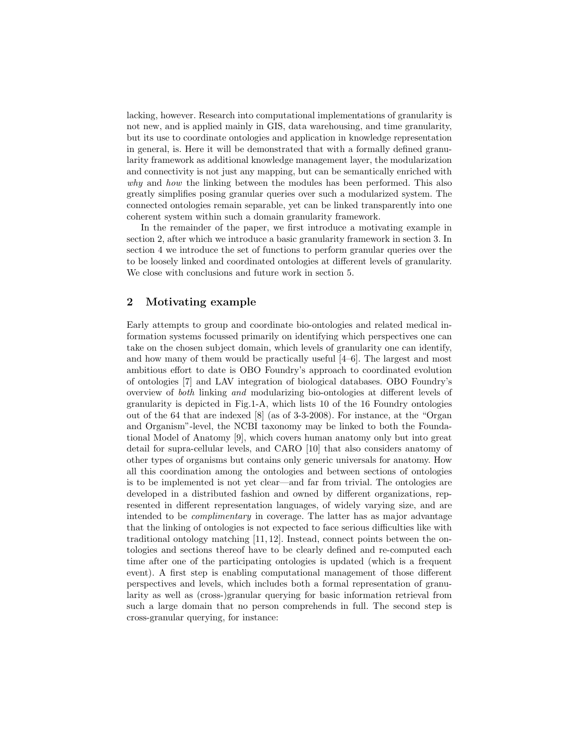lacking, however. Research into computational implementations of granularity is not new, and is applied mainly in GIS, data warehousing, and time granularity, but its use to coordinate ontologies and application in knowledge representation in general, is. Here it will be demonstrated that with a formally defined granularity framework as additional knowledge management layer, the modularization and connectivity is not just any mapping, but can be semantically enriched with *why* and *how* the linking between the modules has been performed. This also greatly simplifies posing granular queries over such a modularized system. The connected ontologies remain separable, yet can be linked transparently into one coherent system within such a domain granularity framework.

In the remainder of the paper, we first introduce a motivating example in section 2, after which we introduce a basic granularity framework in section 3. In section 4 we introduce the set of functions to perform granular queries over the to be loosely linked and coordinated ontologies at different levels of granularity. We close with conclusions and future work in section 5.

## 2 Motivating example

Early attempts to group and coordinate bio-ontologies and related medical information systems focussed primarily on identifying which perspectives one can take on the chosen subject domain, which levels of granularity one can identify, and how many of them would be practically useful [4–6]. The largest and most ambitious effort to date is OBO Foundry's approach to coordinated evolution of ontologies [7] and LAV integration of biological databases. OBO Foundry's overview of *both* linking *and* modularizing bio-ontologies at different levels of granularity is depicted in Fig.1-A, which lists 10 of the 16 Foundry ontologies out of the 64 that are indexed [8] (as of 3-3-2008). For instance, at the "Organ and Organism"-level, the NCBI taxonomy may be linked to both the Foundational Model of Anatomy [9], which covers human anatomy only but into great detail for supra-cellular levels, and CARO [10] that also considers anatomy of other types of organisms but contains only generic universals for anatomy. How all this coordination among the ontologies and between sections of ontologies is to be implemented is not yet clear—and far from trivial. The ontologies are developed in a distributed fashion and owned by different organizations, represented in different representation languages, of widely varying size, and are intended to be *complimentary* in coverage. The latter has as major advantage that the linking of ontologies is not expected to face serious difficulties like with traditional ontology matching [11, 12]. Instead, connect points between the ontologies and sections thereof have to be clearly defined and re-computed each time after one of the participating ontologies is updated (which is a frequent event). A first step is enabling computational management of those different perspectives and levels, which includes both a formal representation of granularity as well as (cross-)granular querying for basic information retrieval from such a large domain that no person comprehends in full. The second step is cross-granular querying, for instance: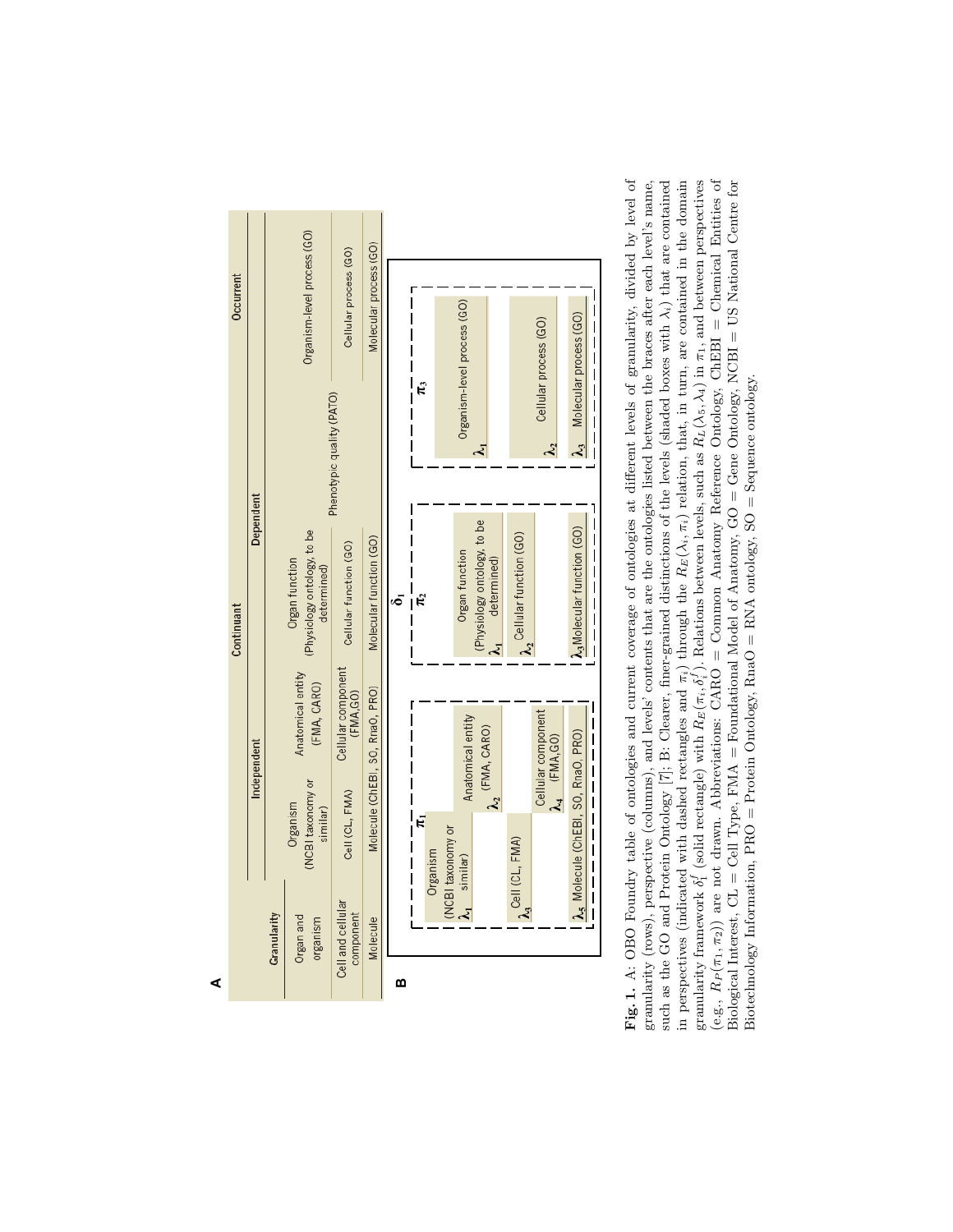**A**

| Granularity | Continuant | | | | Occurrent |
|---|---|---|---|---|---|
| | Independent | | Dependent | | |
| Organ and organism | Organism (NCBI taxonomy or similar) | Anatomical entity (FMA, CARO) | Organ function (Physiology ontology, to be determined) | Phenotypic quality (PATO) | Organism-level process (GO) |
| Cell and cellular component | Cell (CL, FMA) | Cellular component (FMA,GO) | Cellular function (GO) | | Cellular process (GO) |
| Molecule | Molecule (ChEBI, SO, RnaO, PRO) | | Molecular function (GO) | | Molecular process (GO) |

**B**

$\delta_1$

$\pi_1$

$\lambda_1$ Organism (NCBI taxonomy or similar)

$\lambda_2$ Anatomical entity (FMA, CARO)

$\lambda_3$ Cell (CL, FMA)

$\lambda_4$ Cellular component (FMA,GO)

$\lambda_5$ Molecule (ChEBI, SO, RnaO, PRO)

$\pi_2$

$\lambda_1$ Organ function (Physiology ontology, to be determined)

$\lambda_2$ Cellular function (GO)

$\lambda_3$ Molecular function (GO)

$\pi_3$

$\lambda_1$ Organism-level process (GO)

$\lambda_2$ Cellular process (GO)

$\lambda_3$ Molecular process (GO)

**Fig. 1.** A: OBO Foundry table of ontologies and current coverage of ontologies at different levels of granularity, divided by level of granularity (rows), perspective (columns), and levels' contents that are the ontologies listed between the braces after each level's name, such as the GO and Protein Ontology [7]; B: Clearer, finer-grained distinctions of the levels (shaded boxes with $\lambda_i$) that are contained in perspectives (indicated with dashed rectangles and $\pi_i$) through the $R_E(\lambda_i, \pi_i)$ relation, that, in turn, are contained in the domain granularity framework $\delta_1^f$ (solid rectangle) with $R_E(\pi_i, \delta_i^f)$. Relations between levels, such as $R_L(\lambda_5, \lambda_4)$ in $\pi_1$, and between perspectives (e.g., $R_P(\pi_1, \pi_2)$) are not drawn. Abbreviations: CARO = Common Anatomy Reference Ontology, ChEBI = Chemical Entities of Biological Interest, CL = Cell Type, FMA = Foundational Model of Anatomy, GO = Gene Ontology, NCBI = US National Centre for Biotechnology Information, PRO = Protein Ontology, RnaO = RNA ontology, SO = Sequence ontology.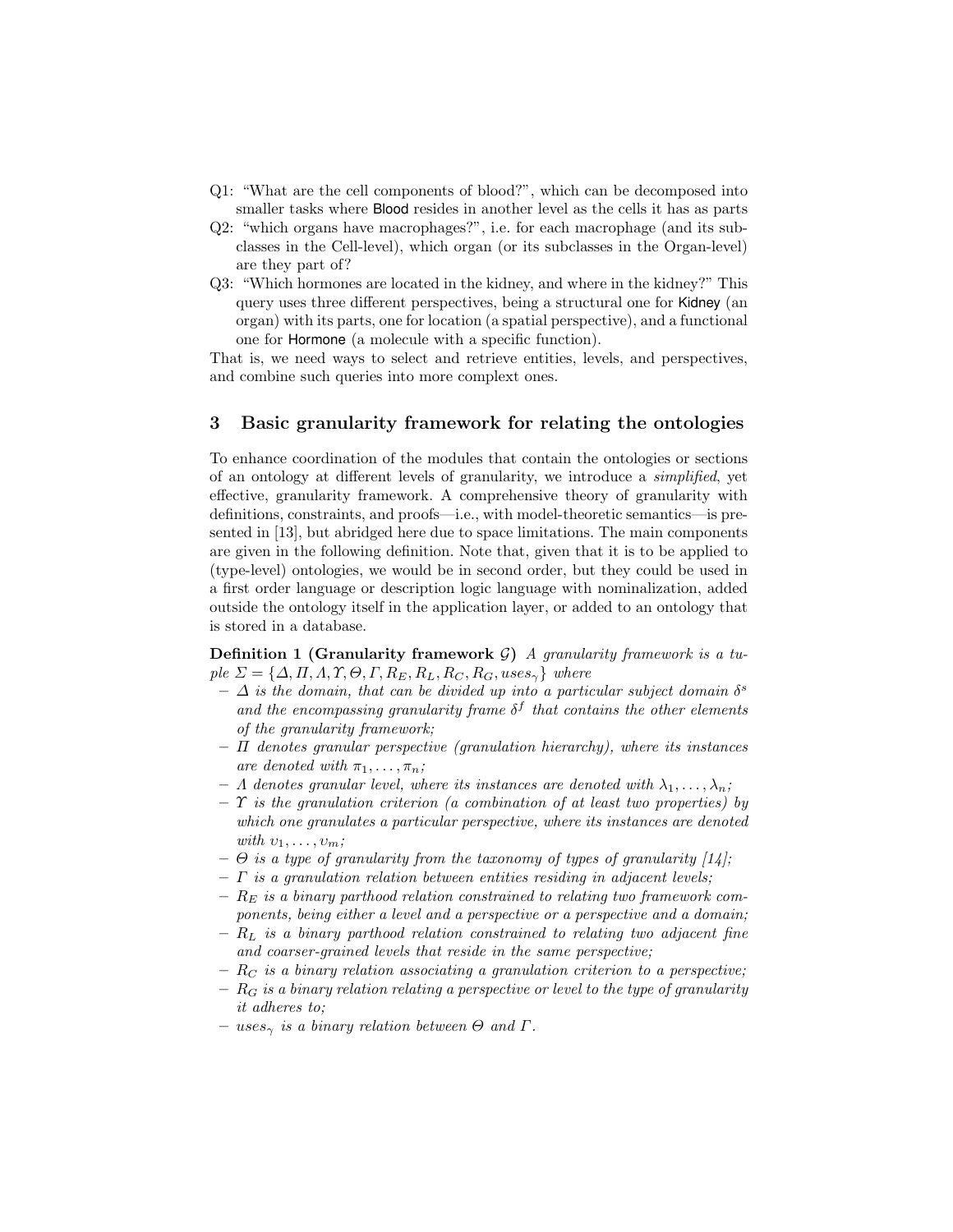- Q1: "What are the cell components of blood?", which can be decomposed into smaller tasks where Blood resides in another level as the cells it has as parts
- Q2: "which organs have macrophages?", i.e. for each macrophage (and its subclasses in the Cell-level), which organ (or its subclasses in the Organ-level) are they part of?
- Q3: "Which hormones are located in the kidney, and where in the kidney?" This query uses three different perspectives, being a structural one for Kidney (an organ) with its parts, one for location (a spatial perspective), and a functional one for Hormone (a molecule with a specific function).

That is, we need ways to select and retrieve entities, levels, and perspectives, and combine such queries into more complex ones.

## 3 Basic granularity framework for relating the ontologies

To enhance coordination of the modules that contain the ontologies or sections of an ontology at different levels of granularity, we introduce a *simplified*, yet effective, granularity framework. A comprehensive theory of granularity with definitions, constraints, and proofs—i.e., with model-theoretic semantics—is presented in [13], but abridged here due to space limitations. The main components are given in the following definition. Note that, given that it is to be applied to (type-level) ontologies, we would be in second order, but they could be used in a first order language or description logic language with nominalization, added outside the ontology itself in the application layer, or added to an ontology that is stored in a database.

**Definition 1 (Granularity framework $\mathcal{G}$)** *A granularity framework is a tuple $\Sigma = \{\Delta, \Pi, \Lambda, \Upsilon, \Theta, \Gamma, R_E, R_L, R_C, R_G, uses_\gamma\}$ where*

- *$\Delta$ is the domain, that can be divided up into a particular subject domain $\delta^s$ and the encompassing granularity frame $\delta^f$ that contains the other elements of the granularity framework;*
- *$\Pi$ denotes granular perspective (granulation hierarchy), where its instances are denoted with $\pi_1, \ldots, \pi_n$;*
- *$\Lambda$ denotes granular level, where its instances are denoted with $\lambda_1, \ldots, \lambda_n$;*
- *$\Upsilon$ is the granulation criterion (a combination of at least two properties) by which one granulates a particular perspective, where its instances are denoted with $\upsilon_1, \ldots, \upsilon_m$;*
- *$\Theta$ is a type of granularity from the taxonomy of types of granularity [14];*
- *$\Gamma$ is a granulation relation between entities residing in adjacent levels;*
- *$R_E$ is a binary parthood relation constrained to relating two framework components, being either a level and a perspective or a perspective and a domain;*
- *$R_L$ is a binary parthood relation constrained to relating two adjacent fine and coarser-grained levels that reside in the same perspective;*
- *$R_C$ is a binary relation associating a granulation criterion to a perspective;*
- *$R_G$ is a binary relation relating a perspective or level to the type of granularity it adheres to;*
- *$uses_\gamma$ is a binary relation between $\Theta$ and $\Gamma$.*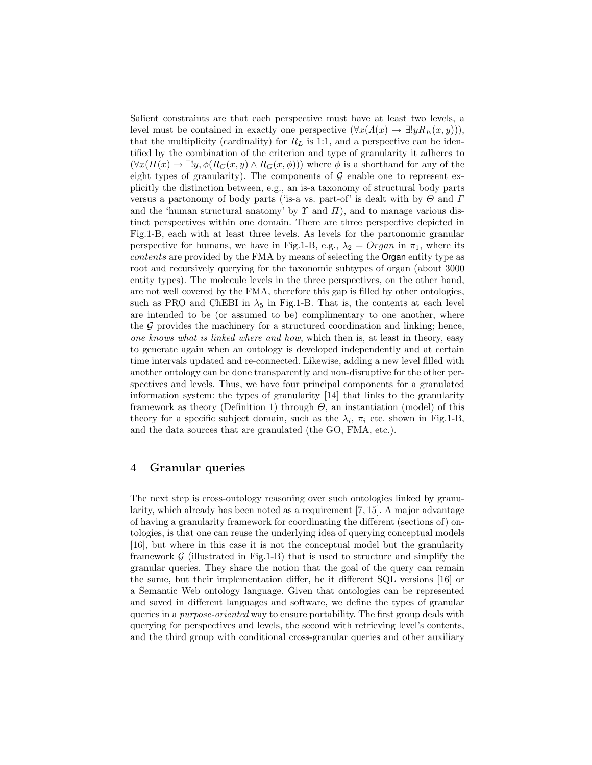Salient constraints are that each perspective must have at least two levels, a level must be contained in exactly one perspective ($\forall x(\Lambda(x) \rightarrow \exists! y R_E(x,y))$), that the multiplicity (cardinality) for $R_L$ is 1:1, and a perspective can be identified by the combination of the criterion and type of granularity it adheres to ($\forall x(\Pi(x) \rightarrow \exists! y, \phi(R_C(x,y) \wedge R_G(x,\phi)))$ where $\phi$ is a shorthand for any of the eight types of granularity). The components of $\mathcal{G}$ enable one to represent explicitly the distinction between, e.g., an is-a taxonomy of structural body parts versus a partonomy of body parts ('is-a vs. part-of' is dealt with by $\Theta$ and $\Gamma$ and the 'human structural anatomy' by $\Upsilon$ and $\Pi$), and to manage various distinct perspectives within one domain. There are three perspective depicted in Fig.1-B, each with at least three levels. As levels for the partonomic granular perspective for humans, we have in Fig.1-B, e.g., $\lambda_2 = Organ$ in $\pi_1$, where its *contents* are provided by the FMA by means of selecting the Organ entity type as root and recursively querying for the taxonomic subtypes of organ (about 3000 entity types). The molecule levels in the three perspectives, on the other hand, are not well covered by the FMA, therefore this gap is filled by other ontologies, such as PRO and ChEBI in $\lambda_5$ in Fig.1-B. That is, the contents at each level are intended to be (or assumed to be) complimentary to one another, where the $\mathcal{G}$ provides the machinery for a structured coordination and linking; hence, *one knows what is linked where and how*, which then is, at least in theory, easy to generate again when an ontology is developed independently and at certain time intervals updated and re-connected. Likewise, adding a new level filled with another ontology can be done transparently and non-disruptive for the other perspectives and levels. Thus, we have four principal components for a granulated information system: the types of granularity [14] that links to the granularity framework as theory (Definition 1) through $\Theta$, an instantiation (model) of this theory for a specific subject domain, such as the $\lambda_i$, $\pi_i$ etc. shown in Fig.1-B, and the data sources that are granulated (the GO, FMA, etc.).

## 4 Granular queries

The next step is cross-ontology reasoning over such ontologies linked by granularity, which already has been noted as a requirement [7, 15]. A major advantage of having a granularity framework for coordinating the different (sections of) ontologies, is that one can reuse the underlying idea of querying conceptual models [16], but where in this case it is not the conceptual model but the granularity framework $\mathcal{G}$ (illustrated in Fig.1-B) that is used to structure and simplify the granular queries. They share the notion that the goal of the query can remain the same, but their implementation differ, be it different SQL versions [16] or a Semantic Web ontology language. Given that ontologies can be represented and saved in different languages and software, we define the types of granular queries in a *purpose-oriented* way to ensure portability. The first group deals with querying for perspectives and levels, the second with retrieving level's contents, and the third group with conditional cross-granular queries and other auxiliary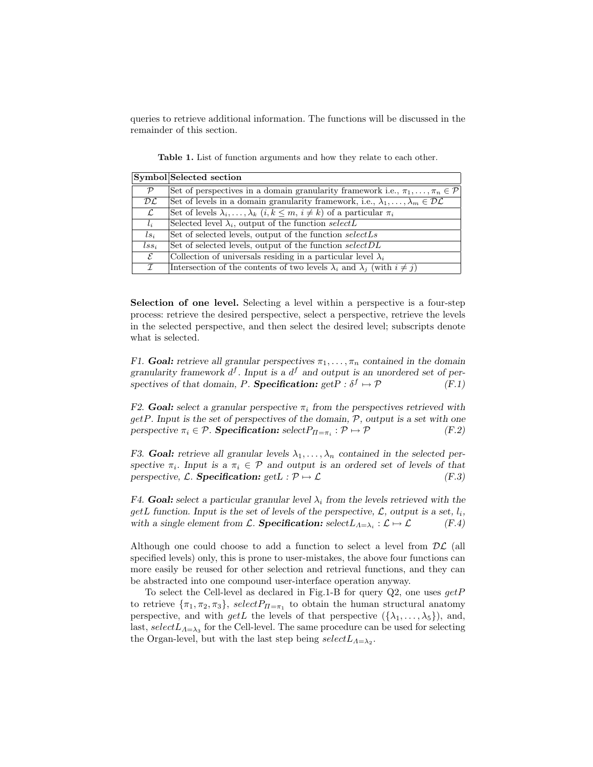queries to retrieve additional information. The functions will be discussed in the remainder of this section.

**Table 1.** List of function arguments and how they relate to each other.

| Symbol | Selected section |
|---|---|
| $\mathcal{P}$ | Set of perspectives in a domain granularity framework i.e., $\pi_1, \ldots, \pi_n \in \mathcal{P}$ |
| $\mathcal{DL}$ | Set of levels in a domain granularity framework, i.e., $\lambda_1, \ldots, \lambda_m \in \mathcal{DL}$ |
| $\mathcal{L}$ | Set of levels $\lambda_i, \ldots, \lambda_k$ $(i, k \leq m,\ i \neq k)$ of a particular $\pi_i$ |
| $l_i$ | Selected level $\lambda_i$, output of the function *selectL* |
| $ls_i$ | Set of selected levels, output of the function *selectLs* |
| $lss_i$ | Set of selected levels, output of the function *selectDL* |
| $\mathcal{E}$ | Collection of universals residing in a particular level $\lambda_i$ |
| $\mathcal{I}$ | Intersection of the contents of two levels $\lambda_i$ and $\lambda_j$ (with $i \neq j$) |

**Selection of one level.** Selecting a level within a perspective is a four-step process: retrieve the desired perspective, select a perspective, retrieve the levels in the selected perspective, and then select the desired level; subscripts denote what is selected.

*F1. **Goal:** retrieve all granular perspectives $\pi_1, \ldots, \pi_n$ contained in the domain granularity framework $d^f$. Input is a $d^f$ and output is an unordered set of perspectives of that domain, P. **Specification:** $getP : \delta^f \mapsto \mathcal{P}$* (F.1)

*F2. **Goal:** select a granular perspective $\pi_i$ from the perspectives retrieved with getP. Input is the set of perspectives of the domain, $\mathcal{P}$, output is a set with one perspective $\pi_i \in \mathcal{P}$. **Specification:** $selectP_{\Pi=\pi_i} : \mathcal{P} \mapsto \mathcal{P}$* (F.2)

*F3. **Goal:** retrieve all granular levels $\lambda_1, \ldots, \lambda_n$ contained in the selected perspective $\pi_i$. Input is a $\pi_i \in \mathcal{P}$ and output is an ordered set of levels of that perspective, $\mathcal{L}$. **Specification:** $getL : \mathcal{P} \mapsto \mathcal{L}$* (F.3)

*F4. **Goal:** select a particular granular level $\lambda_i$ from the levels retrieved with the getL function. Input is the set of levels of the perspective, $\mathcal{L}$, output is a set, $l_i$, with a single element from $\mathcal{L}$. **Specification:** $selectL_{\Lambda=\lambda_i} : \mathcal{L} \mapsto \mathcal{L}$* (F.4)

Although one could choose to add a function to select a level from $\mathcal{DL}$ (all specified levels) only, this is prone to user-mistakes, the above four functions can more easily be reused for other selection and retrieval functions, and they can be abstracted into one compound user-interface operation anyway.

To select the Cell-level as declared in Fig.1-B for query Q2, one uses *getP* to retrieve $\{\pi_1, \pi_2, \pi_3\}$, $selectP_{\Pi=\pi_1}$ to obtain the human structural anatomy perspective, and with *getL* the levels of that perspective $(\{\lambda_1, \ldots, \lambda_5\})$, and, last, $selectL_{\Lambda=\lambda_3}$ for the Cell-level. The same procedure can be used for selecting the Organ-level, but with the last step being $selectL_{\Lambda=\lambda_2}$.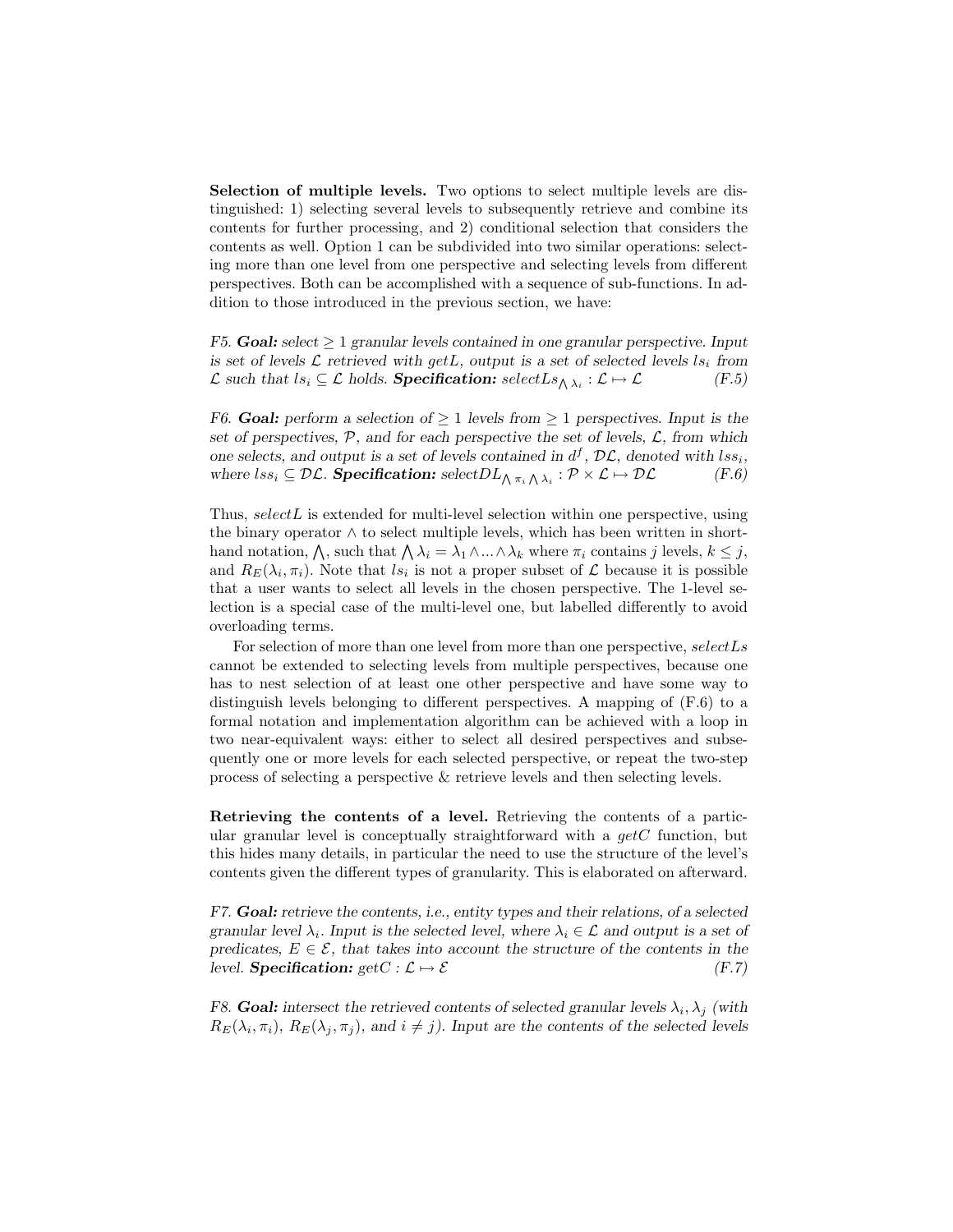**Selection of multiple levels.** Two options to select multiple levels are distinguished: 1) selecting several levels to subsequently retrieve and combine its contents for further processing, and 2) conditional selection that considers the contents as well. Option 1 can be subdivided into two similar operations: selecting more than one level from one perspective and selecting levels from different perspectives. Both can be accomplished with a sequence of sub-functions. In addition to those introduced in the previous section, we have:

*F5.* ***Goal:*** *select $\geq 1$ granular levels contained in one granular perspective. Input is set of levels $\mathcal{L}$ retrieved with getL, output is a set of selected levels $ls_i$ from $\mathcal{L}$ such that $ls_i \subseteq \mathcal{L}$ holds.* ***Specification:*** $selectLs_{\bigwedge \lambda_i} : \mathcal{L} \mapsto \mathcal{L}$ *(F.5)*

*F6.* ***Goal:*** *perform a selection of $\geq 1$ levels from $\geq 1$ perspectives. Input is the set of perspectives, $\mathcal{P}$, and for each perspective the set of levels, $\mathcal{L}$, from which one selects, and output is a set of levels contained in $d^f$, $\mathcal{DL}$, denoted with $lss_i$, where $lss_i \subseteq \mathcal{DL}$.* ***Specification:*** $selectDL_{\bigwedge \pi_i \bigwedge \lambda_i} : \mathcal{P} \times \mathcal{L} \mapsto \mathcal{DL}$ *(F.6)*

Thus, *selectL* is extended for multi-level selection within one perspective, using the binary operator $\wedge$ to select multiple levels, which has been written in shorthand notation, $\bigwedge$, such that $\bigwedge \lambda_i = \lambda_1 \wedge ... \wedge \lambda_k$ where $\pi_i$ contains $j$ levels, $k \leq j$, and $R_E(\lambda_i, \pi_i)$. Note that $ls_i$ is not a proper subset of $\mathcal{L}$ because it is possible that a user wants to select all levels in the chosen perspective. The 1-level selection is a special case of the multi-level one, but labelled differently to avoid overloading terms.

For selection of more than one level from more than one perspective, *selectLs* cannot be extended to selecting levels from multiple perspectives, because one has to nest selection of at least one other perspective and have some way to distinguish levels belonging to different perspectives. A mapping of (F.6) to a formal notation and implementation algorithm can be achieved with a loop in two near-equivalent ways: either to select all desired perspectives and subsequently one or more levels for each selected perspective, or repeat the two-step process of selecting a perspective & retrieve levels and then selecting levels.

**Retrieving the contents of a level.** Retrieving the contents of a particular granular level is conceptually straightforward with a *getC* function, but this hides many details, in particular the need to use the structure of the level's contents given the different types of granularity. This is elaborated on afterward.

*F7.* ***Goal:*** *retrieve the contents, i.e., entity types and their relations, of a selected granular level $\lambda_i$. Input is the selected level, where $\lambda_i \in \mathcal{L}$ and output is a set of predicates, $E \in \mathcal{E}$, that takes into account the structure of the contents in the level.* ***Specification:*** $getC : \mathcal{L} \mapsto \mathcal{E}$ *(F.7)*

*F8.* ***Goal:*** *intersect the retrieved contents of selected granular levels $\lambda_i, \lambda_j$ (with $R_E(\lambda_i, \pi_i)$, $R_E(\lambda_j, \pi_j)$, and $i \neq j$). Input are the contents of the selected levels*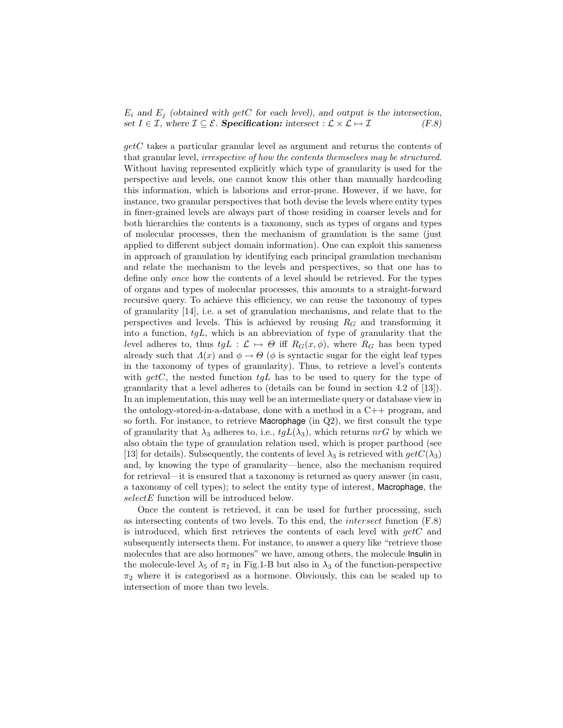*$E_i$ and $E_j$ (obtained with getC for each level), and output is the intersection, set $I \in \mathcal{I}$, where $\mathcal{I} \subseteq \mathcal{E}$.* ***Specification:*** *intersect* $: \mathcal{L} \times \mathcal{L} \mapsto \mathcal{I}$ *(F.8)*

*getC* takes a particular granular level as argument and returns the contents of that granular level, *irrespective of how the contents themselves may be structured*. Without having represented explicitly which type of granularity is used for the perspective and levels, one cannot know this other than manually hardcoding this information, which is laborious and error-prone. However, if we have, for instance, two granular perspectives that both devise the levels where entity types in finer-grained levels are always part of those residing in coarser levels and for both hierarchies the contents is a taxonomy, such as types of organs and types of molecular processes, then the mechanism of granulation is the same (just applied to different subject domain information). One can exploit this sameness in approach of granulation by identifying each principal granulation mechanism and relate the mechanism to the levels and perspectives, so that one has to define only *once* how the contents of a level should be retrieved. For the types of organs and types of molecular processes, this amounts to a straight-forward recursive query. To achieve this efficiency, we can reuse the taxonomy of types of granularity [14], i.e. a set of granulation mechanisms, and relate that to the perspectives and levels. This is achieved by reusing $R_G$ and transforming it into a function, $tgL$, which is an abbreviation of *t*ype of *g*ranularity that the *l*evel adheres to, thus $tgL : \mathcal{L} \mapsto \Theta$ iff $R_G(x, \phi)$, where $R_G$ has been typed already such that $\Lambda(x)$ and $\phi \rightarrow \Theta$ ($\phi$ is syntactic sugar for the eight leaf types in the taxonomy of types of granularity). Thus, to retrieve a level's contents with $getC$, the nested function $tgL$ has to be used to query for the type of granularity that a level adheres to (details can be found in section 4.2 of [13]). In an implementation, this may well be an intermediate query or database view in the ontology-stored-in-a-database, done with a method in a C++ program, and so forth. For instance, to retrieve Macrophage (in Q2), we first consult the type of granularity that $\lambda_3$ adheres to, i.e., $tgL(\lambda_3)$, which returns $nrG$ by which we also obtain the type of granulation relation used, which is proper parthood (see [13] for details). Subsequently, the contents of level $\lambda_3$ is retrieved with $getC(\lambda_3)$ and, by knowing the type of granularity—hence, also the mechanism required for retrieval—it is ensured that a taxonomy is returned as query answer (in casu, a taxonomy of cell types); to select the entity type of interest, Macrophage, the $selectE$ function will be introduced below.

Once the content is retrieved, it can be used for further processing, such as intersecting contents of two levels. To this end, the *intersect* function (F.8) is introduced, which first retrieves the contents of each level with $getC$ and subsequently intersects them. For instance, to answer a query like "retrieve those molecules that are also hormones" we have, among others, the molecule Insulin in the molecule-level $\lambda_5$ of $\pi_1$ in Fig.1-B but also in $\lambda_3$ of the function-perspective $\pi_2$ where it is categorised as a hormone. Obviously, this can be scaled up to intersection of more than two levels.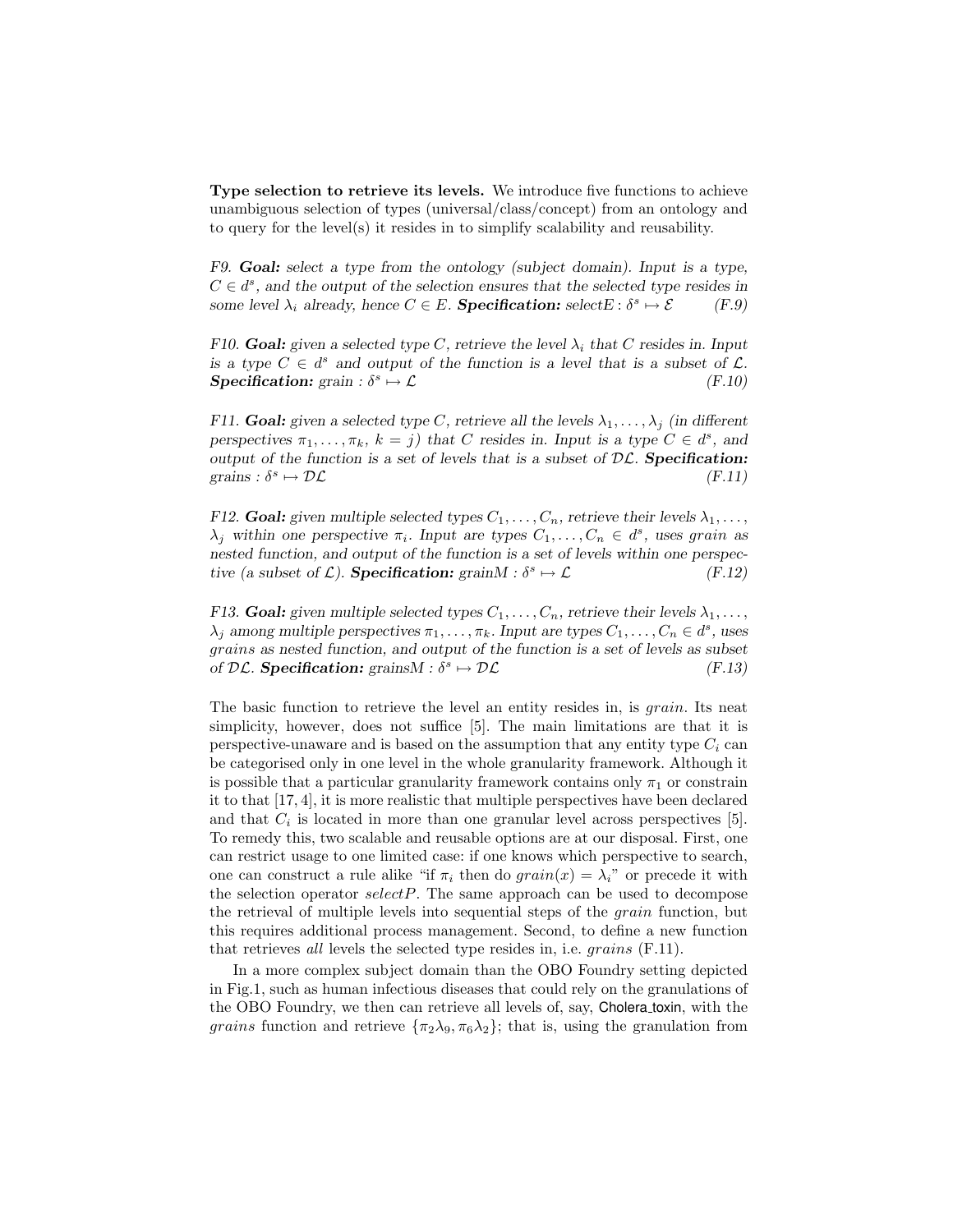**Type selection to retrieve its levels.** We introduce five functions to achieve unambiguous selection of types (universal/class/concept) from an ontology and to query for the level(s) it resides in to simplify scalability and reusability.

*F9.* ***Goal:*** *select a type from the ontology (subject domain). Input is a type, $C \in d^s$, and the output of the selection ensures that the selected type resides in some level $\lambda_i$ already, hence $C \in E$.* ***Specification:*** *selectE* : $\delta^s \mapsto \mathcal{E}$ (F.9)

*F10.* ***Goal:*** *given a selected type $C$, retrieve the level $\lambda_i$ that $C$ resides in. Input is a type $C \in d^s$ and output of the function is a level that is a subset of $\mathcal{L}$.* ***Specification:*** *grain* : $\delta^s \mapsto \mathcal{L}$ (F.10)

*F11.* ***Goal:*** *given a selected type $C$, retrieve all the levels $\lambda_1, \ldots, \lambda_j$ (in different perspectives $\pi_1, \ldots, \pi_k$, $k = j$) that $C$ resides in. Input is a type $C \in d^s$, and output of the function is a set of levels that is a subset of $\mathcal{DL}$.* ***Specification:*** *grains* : $\delta^s \mapsto \mathcal{DL}$ (F.11)

*F12.* ***Goal:*** *given multiple selected types $C_1, \ldots, C_n$, retrieve their levels $\lambda_1, \ldots, \lambda_j$ within one perspective $\pi_i$. Input are types $C_1, \ldots, C_n \in d^s$, uses grain as nested function, and output of the function is a set of levels within one perspective (a subset of $\mathcal{L}$).* ***Specification:*** *grainM* : $\delta^s \mapsto \mathcal{L}$ (F.12)

*F13.* ***Goal:*** *given multiple selected types $C_1, \ldots, C_n$, retrieve their levels $\lambda_1, \ldots, \lambda_j$ among multiple perspectives $\pi_1, \ldots, \pi_k$. Input are types $C_1, \ldots, C_n \in d^s$, uses grains as nested function, and output of the function is a set of levels as subset of $\mathcal{DL}$.* ***Specification:*** *grainsM* : $\delta^s \mapsto \mathcal{DL}$ (F.13)

The basic function to retrieve the level an entity resides in, is *grain*. Its neat simplicity, however, does not suffice [5]. The main limitations are that it is perspective-unaware and is based on the assumption that any entity type $C_i$ can be categorised only in one level in the whole granularity framework. Although it is possible that a particular granularity framework contains only $\pi_1$ or constrain it to that [17, 4], it is more realistic that multiple perspectives have been declared and that $C_i$ is located in more than one granular level across perspectives [5]. To remedy this, two scalable and reusable options are at our disposal. First, one can restrict usage to one limited case: if one knows which perspective to search, one can construct a rule alike "if $\pi_i$ then do $grain(x) = \lambda_i$" or precede it with the selection operator *selectP*. The same approach can be used to decompose the retrieval of multiple levels into sequential steps of the *grain* function, but this requires additional process management. Second, to define a new function that retrieves *all* levels the selected type resides in, i.e. *grains* (F.11).

In a more complex subject domain than the OBO Foundry setting depicted in Fig.1, such as human infectious diseases that could rely on the granulations of the OBO Foundry, we then can retrieve all levels of, say, Cholera_toxin, with the *grains* function and retrieve $\{\pi_2\lambda_9, \pi_6\lambda_2\}$; that is, using the granulation from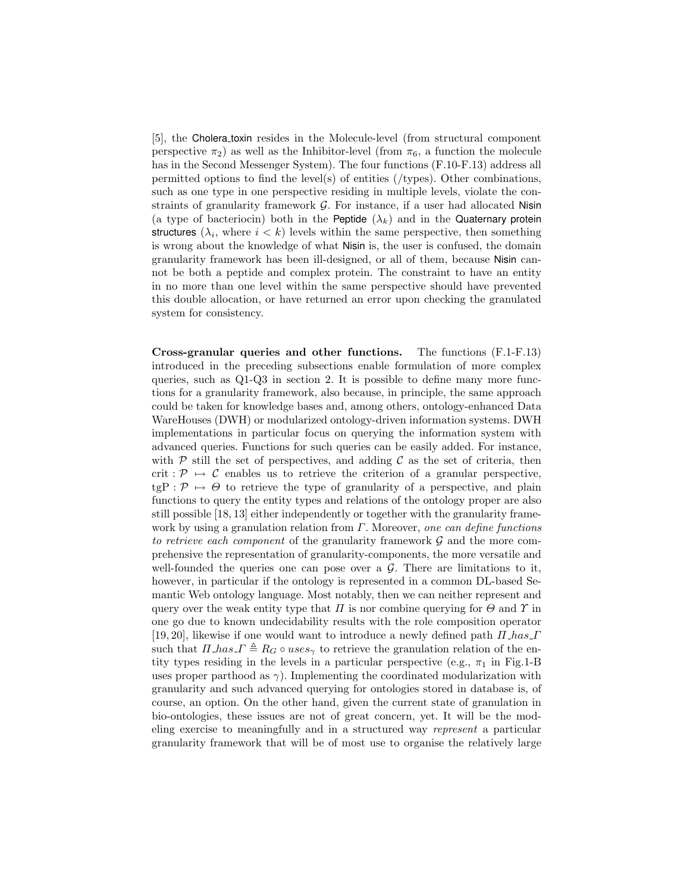[5], the Cholera_toxin resides in the Molecule-level (from structural component perspective $\pi_2$) as well as the Inhibitor-level (from $\pi_6$, a function the molecule has in the Second Messenger System). The four functions (F.10-F.13) address all permitted options to find the level(s) of entities (/types). Other combinations, such as one type in one perspective residing in multiple levels, violate the constraints of granularity framework $\mathcal{G}$. For instance, if a user had allocated Nisin (a type of bacteriocin) both in the Peptide ($\lambda_k$) and in the Quaternary protein structures ($\lambda_i$, where $i < k$) levels within the same perspective, then something is wrong about the knowledge of what Nisin is, the user is confused, the domain granularity framework has been ill-designed, or all of them, because Nisin cannot be both a peptide and complex protein. The constraint to have an entity in no more than one level within the same perspective should have prevented this double allocation, or have returned an error upon checking the granulated system for consistency.

**Cross-granular queries and other functions.** The functions (F.1-F.13) introduced in the preceding subsections enable formulation of more complex queries, such as Q1-Q3 in section 2. It is possible to define many more functions for a granularity framework, also because, in principle, the same approach could be taken for knowledge bases and, among others, ontology-enhanced Data WareHouses (DWH) or modularized ontology-driven information systems. DWH implementations in particular focus on querying the information system with advanced queries. Functions for such queries can be easily added. For instance, with $\mathcal{P}$ still the set of perspectives, and adding $\mathcal{C}$ as the set of criteria, then $\text{crit} : \mathcal{P} \mapsto \mathcal{C}$ enables us to retrieve the criterion of a granular perspective, $\text{tgP} : \mathcal{P} \mapsto \Theta$ to retrieve the type of granularity of a perspective, and plain functions to query the entity types and relations of the ontology proper are also still possible [18, 13] either independently or together with the granularity framework by using a granulation relation from $\Gamma$. Moreover, *one can define functions to retrieve each component* of the granularity framework $\mathcal{G}$ and the more comprehensive the representation of granularity-components, the more versatile and well-founded the queries one can pose over a $\mathcal{G}$. There are limitations to it, however, in particular if the ontology is represented in a common DL-based Semantic Web ontology language. Most notably, then we can neither represent and query over the weak entity type that $\Pi$ is nor combine querying for $\Theta$ and $\Upsilon$ in one go due to known undecidability results with the role composition operator [19, 20], likewise if one would want to introduce a newly defined path $\Pi\_has\_\Gamma$ such that $\Pi\_has\_\Gamma \triangleq R_G \circ uses_\gamma$ to retrieve the granulation relation of the entity types residing in the levels in a particular perspective (e.g., $\pi_1$ in Fig.1-B uses proper parthood as $\gamma$). Implementing the coordinated modularization with granularity and such advanced querying for ontologies stored in database is, of course, an option. On the other hand, given the current state of granulation in bio-ontologies, these issues are not of great concern, yet. It will be the modeling exercise to meaningfully and in a structured way *represent* a particular granularity framework that will be of most use to organise the relatively large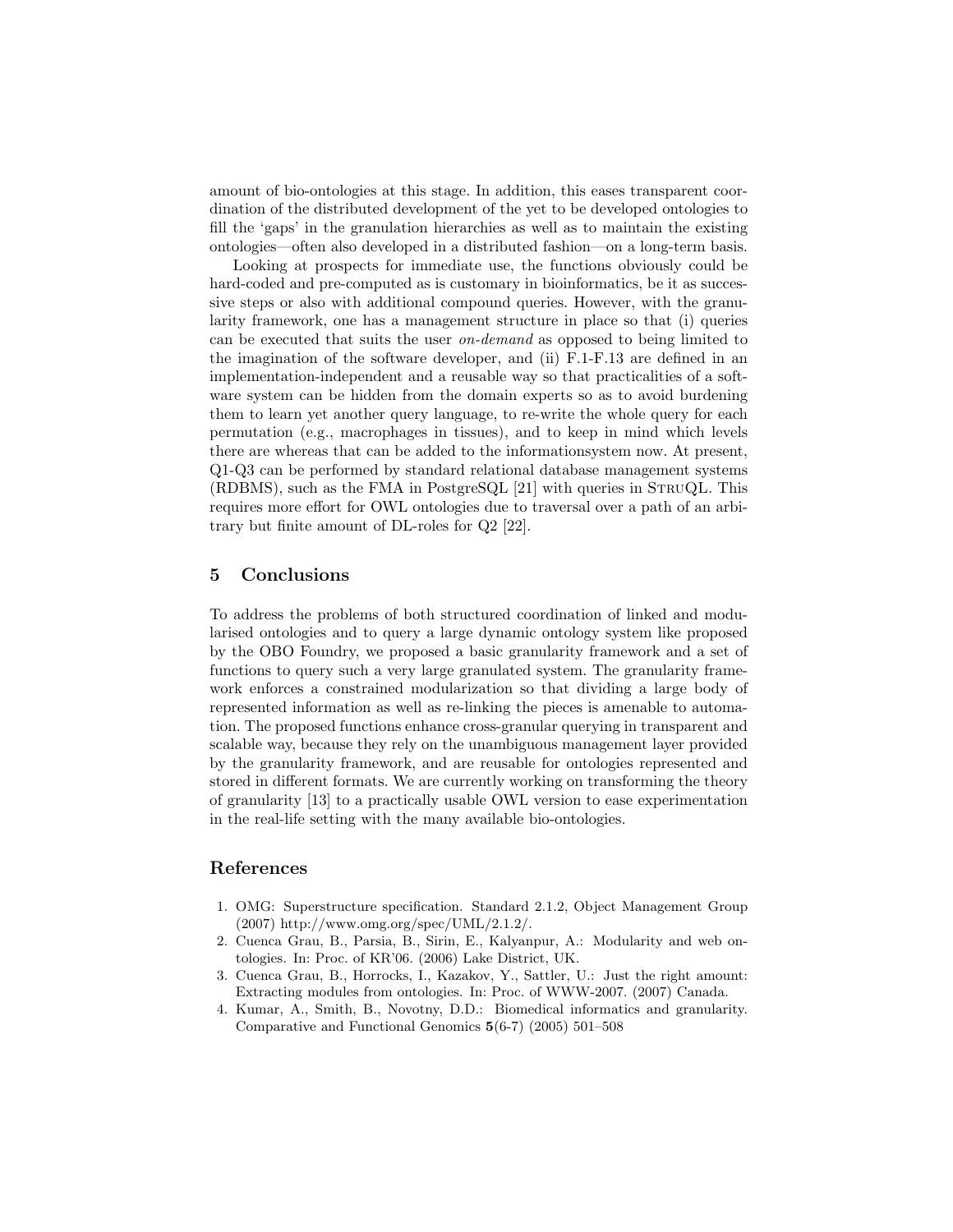amount of bio-ontologies at this stage. In addition, this eases transparent coordination of the distributed development of the yet to be developed ontologies to fill the 'gaps' in the granulation hierarchies as well as to maintain the existing ontologies—often also developed in a distributed fashion—on a long-term basis.

Looking at prospects for immediate use, the functions obviously could be hard-coded and pre-computed as is customary in bioinformatics, be it as successive steps or also with additional compound queries. However, with the granularity framework, one has a management structure in place so that (i) queries can be executed that suits the user *on-demand* as opposed to being limited to the imagination of the software developer, and (ii) F.1-F.13 are defined in an implementation-independent and a reusable way so that practicalities of a software system can be hidden from the domain experts so as to avoid burdening them to learn yet another query language, to re-write the whole query for each permutation (e.g., macrophages in tissues), and to keep in mind which levels there are whereas that can be added to the informationsystem now. At present, Q1-Q3 can be performed by standard relational database management systems (RDBMS), such as the FMA in PostgreSQL [21] with queries in StruQL. This requires more effort for OWL ontologies due to traversal over a path of an arbitrary but finite amount of DL-roles for Q2 [22].

## 5 Conclusions

To address the problems of both structured coordination of linked and modularised ontologies and to query a large dynamic ontology system like proposed by the OBO Foundry, we proposed a basic granularity framework and a set of functions to query such a very large granulated system. The granularity framework enforces a constrained modularization so that dividing a large body of represented information as well as re-linking the pieces is amenable to automation. The proposed functions enhance cross-granular querying in transparent and scalable way, because they rely on the unambiguous management layer provided by the granularity framework, and are reusable for ontologies represented and stored in different formats. We are currently working on transforming the theory of granularity [13] to a practically usable OWL version to ease experimentation in the real-life setting with the many available bio-ontologies.

## References

1. OMG: Superstructure specification. Standard 2.1.2, Object Management Group (2007) http://www.omg.org/spec/UML/2.1.2/.
2. Cuenca Grau, B., Parsia, B., Sirin, E., Kalyanpur, A.: Modularity and web ontologies. In: Proc. of KR'06. (2006) Lake District, UK.
3. Cuenca Grau, B., Horrocks, I., Kazakov, Y., Sattler, U.: Just the right amount: Extracting modules from ontologies. In: Proc. of WWW-2007. (2007) Canada.
4. Kumar, A., Smith, B., Novotny, D.D.: Biomedical informatics and granularity. Comparative and Functional Genomics **5**(6-7) (2005) 501–508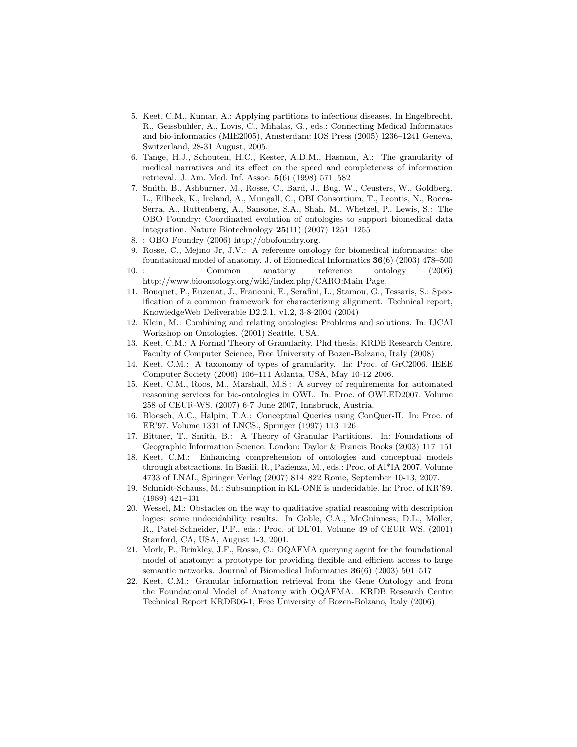5. Keet, C.M., Kumar, A.: Applying partitions to infectious diseases. In Engelbrecht, R., Geissbuhler, A., Lovis, C., Mihalas, G., eds.: Connecting Medical Informatics and bio-informatics (MIE2005), Amsterdam: IOS Press (2005) 1236–1241 Geneva, Switzerland, 28-31 August, 2005.
6. Tange, H.J., Schouten, H.C., Kester, A.D.M., Hasman, A.: The granularity of medical narratives and its effect on the speed and completeness of information retrieval. J. Am. Med. Inf. Assoc. **5**(6) (1998) 571–582
7. Smith, B., Ashburner, M., Rosse, C., Bard, J., Bug, W., Ceusters, W., Goldberg, L., Eilbeck, K., Ireland, A., Mungall, C., OBI Consortium, T., Leontis, N., Rocca-Serra, A., Ruttenberg, A., Sansone, S.A., Shah, M., Whetzel, P., Lewis, S.: The OBO Foundry: Coordinated evolution of ontologies to support biomedical data integration. Nature Biotechnology **25**(11) (2007) 1251–1255
8. : OBO Foundry (2006) http://obofoundry.org.
9. Rosse, C., Mejino Jr, J.V.: A reference ontology for biomedical informatics: the foundational model of anatomy. J. of Biomedical Informatics **36**(6) (2003) 478–500
10. : Common anatomy reference ontology (2006) http://www.bioontology.org/wiki/index.php/CARO:Main_Page.
11. Bouquet, P., Euzenat, J., Franconi, E., Serafini, L., Stamou, G., Tessaris, S.: Specification of a common framework for characterizing alignment. Technical report, KnowledgeWeb Deliverable D2.2.1, v1.2, 3-8-2004 (2004)
12. Klein, M.: Combining and relating ontologies: Problems and solutions. In: IJCAI Workshop on Ontologies. (2001) Seattle, USA.
13. Keet, C.M.: A Formal Theory of Granularity. Phd thesis, KRDB Research Centre, Faculty of Computer Science, Free University of Bozen-Bolzano, Italy (2008)
14. Keet, C.M.: A taxonomy of types of granularity. In: Proc. of GrC2006. IEEE Computer Society (2006) 106–111 Atlanta, USA, May 10-12 2006.
15. Keet, C.M., Roos, M., Marshall, M.S.: A survey of requirements for automated reasoning services for bio-ontologies in OWL. In: Proc. of OWLED2007. Volume 258 of CEUR-WS. (2007) 6-7 June 2007, Innsbruck, Austria.
16. Bloesch, A.C., Halpin, T.A.: Conceptual Queries using ConQuer-II. In: Proc. of ER'97. Volume 1331 of LNCS., Springer (1997) 113–126
17. Bittner, T., Smith, B.: A Theory of Granular Partitions. In: Foundations of Geographic Information Science. London: Taylor & Francis Books (2003) 117–151
18. Keet, C.M.: Enhancing comprehension of ontologies and conceptual models through abstractions. In Basili, R., Pazienza, M., eds.: Proc. of AI*IA 2007. Volume 4733 of LNAI., Springer Verlag (2007) 814–822 Rome, September 10-13, 2007.
19. Schmidt-Schauss, M.: Subsumption in KL-ONE is undecidable. In: Proc. of KR'89. (1989) 421–431
20. Wessel, M.: Obstacles on the way to qualitative spatial reasoning with description logics: some undecidability results. In Goble, C.A., McGuinness, D.L., Möller, R., Patel-Schneider, P.F., eds.: Proc. of DL'01. Volume 49 of CEUR WS. (2001) Stanford, CA, USA, August 1-3, 2001.
21. Mork, P., Brinkley, J.F., Rosse, C.: OQAFMA querying agent for the foundational model of anatomy: a prototype for providing flexible and efficient access to large semantic networks. Journal of Biomedical Informatics **36**(6) (2003) 501–517
22. Keet, C.M.: Granular information retrieval from the Gene Ontology and from the Foundational Model of Anatomy with OQAFMA. KRDB Research Centre Technical Report KRDB06-1, Free University of Bozen-Bolzano, Italy (2006)